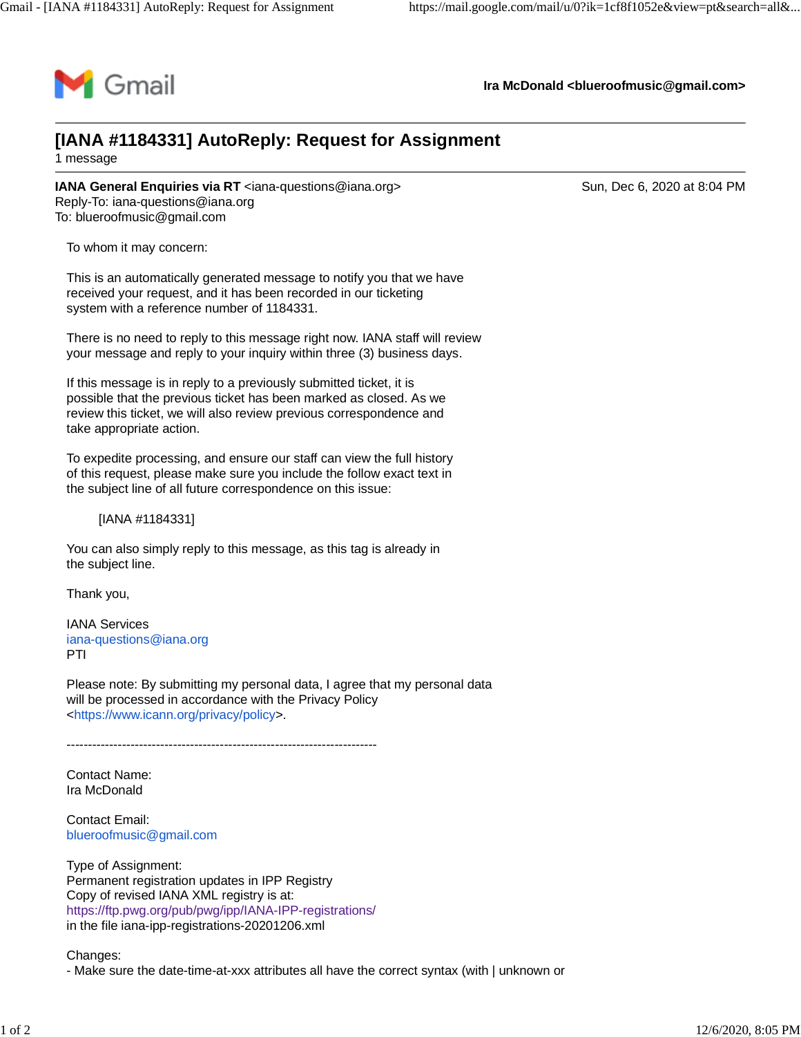Gmail

**Ira McDonald <blueroofmusic@gmail.com>**

# [IANA #1184331] AutoReply: Request for Assignment

1 message

**IANA General Enquiries via RT** <iana-questions@iana.org> Sun, Dec 6, 2020 at 8:04 PM
Reply-To: iana-questions@iana.org
To: blueroofmusic@gmail.com

To whom it may concern:

This is an automatically generated message to notify you that we have received your request, and it has been recorded in our ticketing system with a reference number of 1184331.

There is no need to reply to this message right now. IANA staff will review your message and reply to your inquiry within three (3) business days.

If this message is in reply to a previously submitted ticket, it is possible that the previous ticket has been marked as closed. As we review this ticket, we will also review previous correspondence and take appropriate action.

To expedite processing, and ensure our staff can view the full history of this request, please make sure you include the follow exact text in the subject line of all future correspondence on this issue:

[IANA #1184331]

You can also simply reply to this message, as this tag is already in the subject line.

Thank you,

IANA Services
iana-questions@iana.org
PTI

Please note: By submitting my personal data, I agree that my personal data will be processed in accordance with the Privacy Policy <https://www.icann.org/privacy/policy>.

-------------------------------------------------------------------------

Contact Name:
Ira McDonald

Contact Email:
blueroofmusic@gmail.com

Type of Assignment:
Permanent registration updates in IPP Registry
Copy of revised IANA XML registry is at:
https://ftp.pwg.org/pub/pwg/ipp/IANA-IPP-registrations/
in the file iana-ipp-registrations-20201206.xml

Changes:
- Make sure the date-time-at-xxx attributes all have the correct syntax (with | unknown or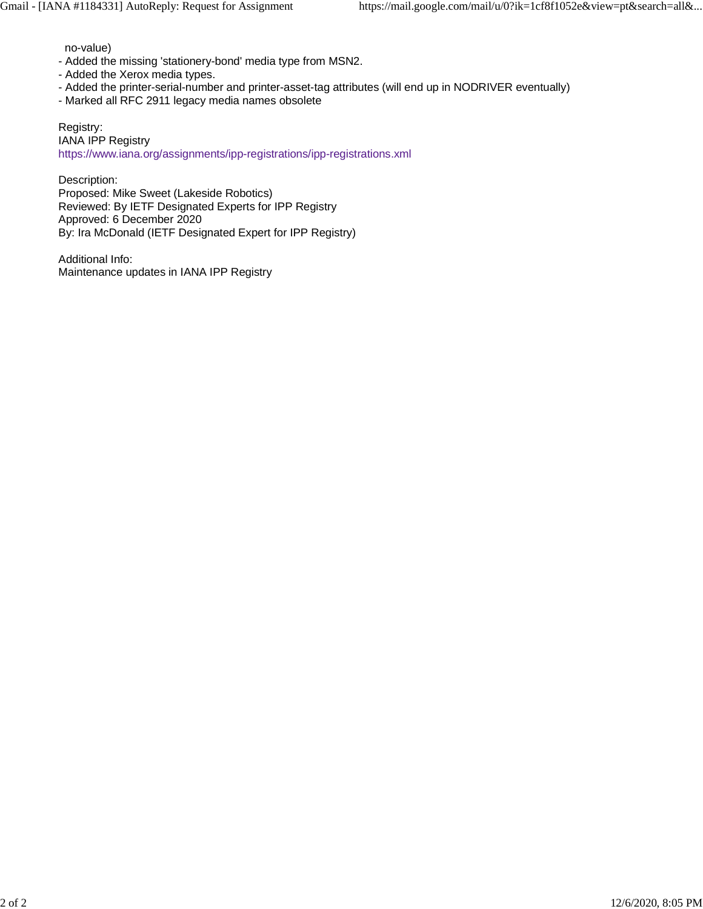no-value)
- Added the missing 'stationery-bond' media type from MSN2.
- Added the Xerox media types.
- Added the printer-serial-number and printer-asset-tag attributes (will end up in NODRIVER eventually)
- Marked all RFC 2911 legacy media names obsolete

Registry:
IANA IPP Registry
https://www.iana.org/assignments/ipp-registrations/ipp-registrations.xml

Description:
Proposed: Mike Sweet (Lakeside Robotics)
Reviewed: By IETF Designated Experts for IPP Registry
Approved: 6 December 2020
By: Ira McDonald (IETF Designated Expert for IPP Registry)

Additional Info:
Maintenance updates in IANA IPP Registry